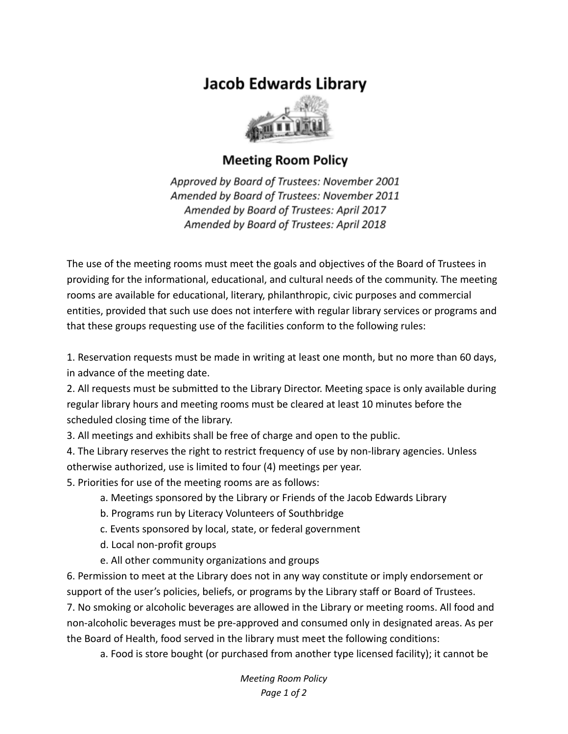# Jacob Edwards Library

## Meeting Room Policy

*Approved by Board of Trustees: November 2001*
*Amended by Board of Trustees: November 2011*
*Amended by Board of Trustees: April 2017*
*Amended by Board of Trustees: April 2018*

The use of the meeting rooms must meet the goals and objectives of the Board of Trustees in providing for the informational, educational, and cultural needs of the community. The meeting rooms are available for educational, literary, philanthropic, civic purposes and commercial entities, provided that such use does not interfere with regular library services or programs and that these groups requesting use of the facilities conform to the following rules:

1. Reservation requests must be made in writing at least one month, but no more than 60 days, in advance of the meeting date.
2. All requests must be submitted to the Library Director. Meeting space is only available during regular library hours and meeting rooms must be cleared at least 10 minutes before the scheduled closing time of the library.
3. All meetings and exhibits shall be free of charge and open to the public.
4. The Library reserves the right to restrict frequency of use by non-library agencies. Unless otherwise authorized, use is limited to four (4) meetings per year.
5. Priorities for use of the meeting rooms are as follows:
    a. Meetings sponsored by the Library or Friends of the Jacob Edwards Library
    b. Programs run by Literacy Volunteers of Southbridge
    c. Events sponsored by local, state, or federal government
    d. Local non-profit groups
    e. All other community organizations and groups
6. Permission to meet at the Library does not in any way constitute or imply endorsement or support of the user's policies, beliefs, or programs by the Library staff or Board of Trustees.
7. No smoking or alcoholic beverages are allowed in the Library or meeting rooms. All food and non-alcoholic beverages must be pre-approved and consumed only in designated areas. As per the Board of Health, food served in the library must meet the following conditions:
    a. Food is store bought (or purchased from another type licensed facility); it cannot be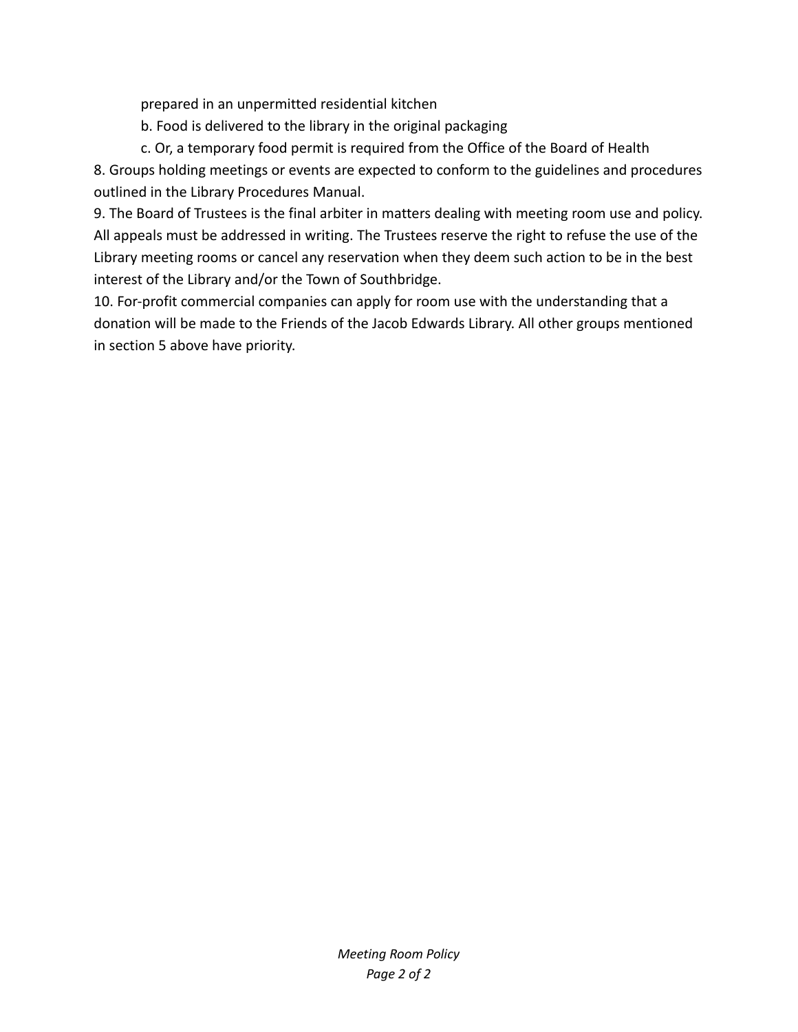prepared in an unpermitted residential kitchen

b. Food is delivered to the library in the original packaging

c. Or, a temporary food permit is required from the Office of the Board of Health

8. Groups holding meetings or events are expected to conform to the guidelines and procedures outlined in the Library Procedures Manual.
9. The Board of Trustees is the final arbiter in matters dealing with meeting room use and policy. All appeals must be addressed in writing. The Trustees reserve the right to refuse the use of the Library meeting rooms or cancel any reservation when they deem such action to be in the best interest of the Library and/or the Town of Southbridge.
10. For-profit commercial companies can apply for room use with the understanding that a donation will be made to the Friends of the Jacob Edwards Library. All other groups mentioned in section 5 above have priority.